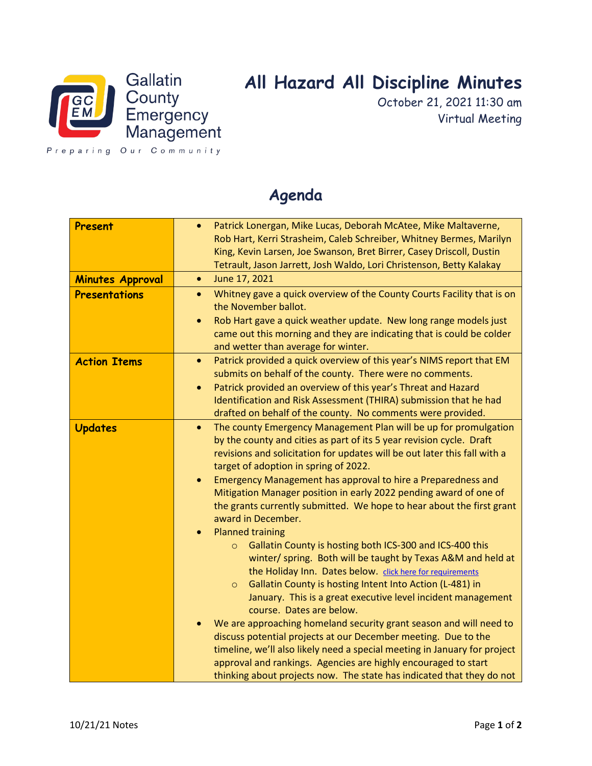Gallatin County Emergency Management

Preparing Our Community

# All Hazard All Discipline Minutes

October 21, 2021 11:30 am
Virtual Meeting

## Agenda

| | |
|---|---|
| **Present** | • Patrick Lonergan, Mike Lucas, Deborah McAtee, Mike Maltaverne, Rob Hart, Kerri Strasheim, Caleb Schreiber, Whitney Bermes, Marilyn King, Kevin Larsen, Joe Swanson, Bret Birrer, Casey Driscoll, Dustin Tetrault, Jason Jarrett, Josh Waldo, Lori Christenson, Betty Kalakay |
| **Minutes Approval** | • June 17, 2021 |
| **Presentations** | • Whitney gave a quick overview of the County Courts Facility that is on the November ballot.<br>• Rob Hart gave a quick weather update. New long range models just came out this morning and they are indicating that is could be colder and wetter than average for winter. |
| **Action Items** | • Patrick provided a quick overview of this year's NIMS report that EM submits on behalf of the county. There were no comments.<br>• Patrick provided an overview of this year's Threat and Hazard Identification and Risk Assessment (THIRA) submission that he had drafted on behalf of the county. No comments were provided. |
| **Updates** | • The county Emergency Management Plan will be up for promulgation by the county and cities as part of its 5 year revision cycle. Draft revisions and solicitation for updates will be out later this fall with a target of adoption in spring of 2022.<br>• Emergency Management has approval to hire a Preparedness and Mitigation Manager position in early 2022 pending award of one of the grants currently submitted. We hope to hear about the first grant award in December.<br>• Planned training<br>&nbsp;&nbsp;&nbsp;&nbsp;○ Gallatin County is hosting both ICS-300 and ICS-400 this winter/ spring. Both will be taught by Texas A&M and held at the Holiday Inn. Dates below. click here for requirements<br>&nbsp;&nbsp;&nbsp;&nbsp;○ Gallatin County is hosting Intent Into Action (L-481) in January. This is a great executive level incident management course. Dates are below.<br>• We are approaching homeland security grant season and will need to discuss potential projects at our December meeting. Due to the timeline, we'll also likely need a special meeting in January for project approval and rankings. Agencies are highly encouraged to start thinking about projects now. The state has indicated that they do not |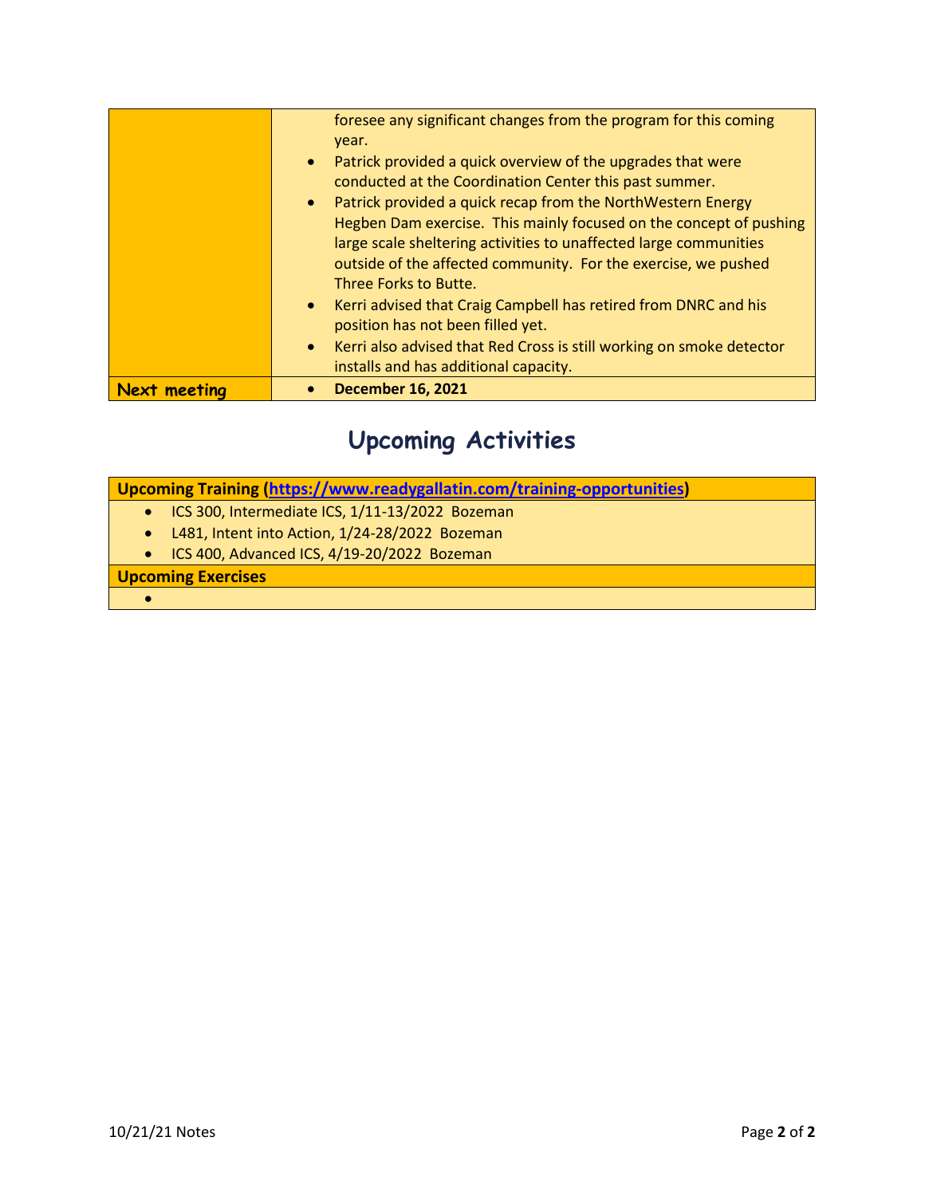| | |
|---|---|
| | foresee any significant changes from the program for this coming year.<br>• Patrick provided a quick overview of the upgrades that were conducted at the Coordination Center this past summer.<br>• Patrick provided a quick recap from the NorthWestern Energy Hegben Dam exercise. This mainly focused on the concept of pushing large scale sheltering activities to unaffected large communities outside of the affected community. For the exercise, we pushed Three Forks to Butte.<br>• Kerri advised that Craig Campbell has retired from DNRC and his position has not been filled yet.<br>• Kerri also advised that Red Cross is still working on smoke detector installs and has additional capacity. |
| **Next meeting** | • **December 16, 2021** |

# Upcoming Activities

| **Upcoming Training ([https://www.readygallatin.com/training-opportunities](https://www.readygallatin.com/training-opportunities))** |
|---|
| • ICS 300, Intermediate ICS, 1/11-13/2022 Bozeman<br>• L481, Intent into Action, 1/24-28/2022 Bozeman<br>• ICS 400, Advanced ICS, 4/19-20/2022 Bozeman |
| **Upcoming Exercises** |
| • |